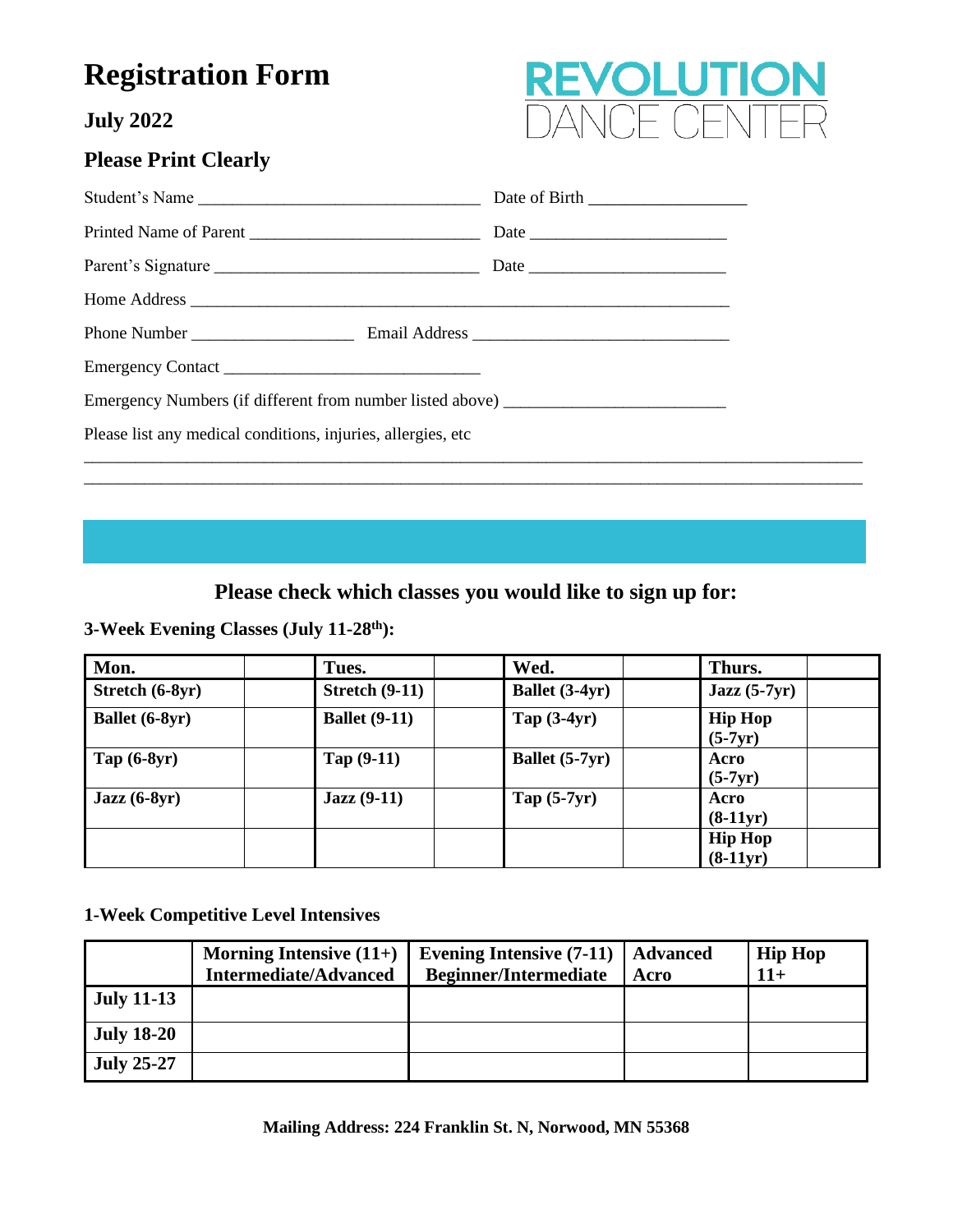# Registration Form

### July 2022

REVOLUTION DANCE CENTER

### Please Print Clearly

Student's Name ________________________________ Date of Birth _________________

Printed Name of Parent __________________________ Date _____________________

Parent's Signature _____________________________ Date _____________________

Home Address _____________________________________________________________

Phone Number __________________ Email Address ____________________________

Emergency Contact _____________________________

Emergency Numbers (if different from number listed above) ________________________

Please list any medical conditions, injuries, allergies, etc

_____________________________________________________________________________________

_____________________________________________________________________________________

## Please check which classes you would like to sign up for:

**3-Week Evening Classes (July 11-28th):**

| Mon. | | Tues. | | Wed. | | Thurs. | |
|---|---|---|---|---|---|---|---|
| **Stretch (6-8yr)** | | **Stretch (9-11)** | | **Ballet (3-4yr)** | | **Jazz (5-7yr)** | |
| **Ballet (6-8yr)** | | **Ballet (9-11)** | | **Tap (3-4yr)** | | **Hip Hop (5-7yr)** | |
| **Tap (6-8yr)** | | **Tap (9-11)** | | **Ballet (5-7yr)** | | **Acro (5-7yr)** | |
| **Jazz (6-8yr)** | | **Jazz (9-11)** | | **Tap (5-7yr)** | | **Acro (8-11yr)** | |
| | | | | | | **Hip Hop (8-11yr)** | |

**1-Week Competitive Level Intensives**

| | Morning Intensive (11+) Intermediate/Advanced | Evening Intensive (7-11) Beginner/Intermediate | Advanced Acro | Hip Hop 11+ |
|---|---|---|---|---|
| **July 11-13** | | | | |
| **July 18-20** | | | | |
| **July 25-27** | | | | |

**Mailing Address: 224 Franklin St. N, Norwood, MN 55368**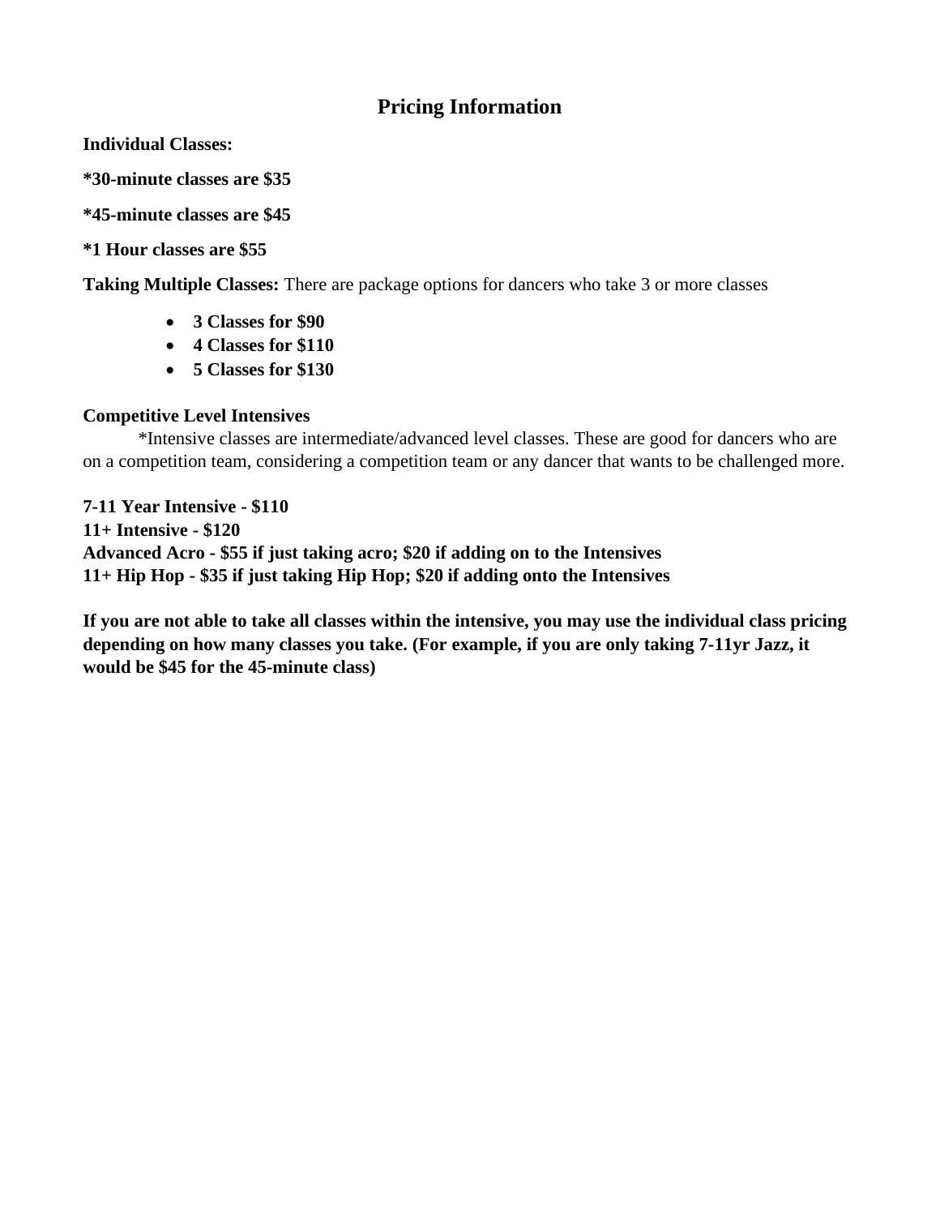## Pricing Information

**Individual Classes:**

**\*30-minute classes are $35**

**\*45-minute classes are $45**

**\*1 Hour classes are $55**

**Taking Multiple Classes:** There are package options for dancers who take 3 or more classes

- **3 Classes for $90**
- **4 Classes for $110**
- **5 Classes for $130**

**Competitive Level Intensives**

*Intensive classes are intermediate/advanced level classes. These are good for dancers who are on a competition team, considering a competition team or any dancer that wants to be challenged more.

**7-11 Year Intensive - $110**
**11+ Intensive - $120**
**Advanced Acro - $55 if just taking acro; $20 if adding on to the Intensives**
**11+ Hip Hop - $35 if just taking Hip Hop; $20 if adding onto the Intensives**

**If you are not able to take all classes within the intensive, you may use the individual class pricing depending on how many classes you take. (For example, if you are only taking 7-11yr Jazz, it would be $45 for the 45-minute class)**